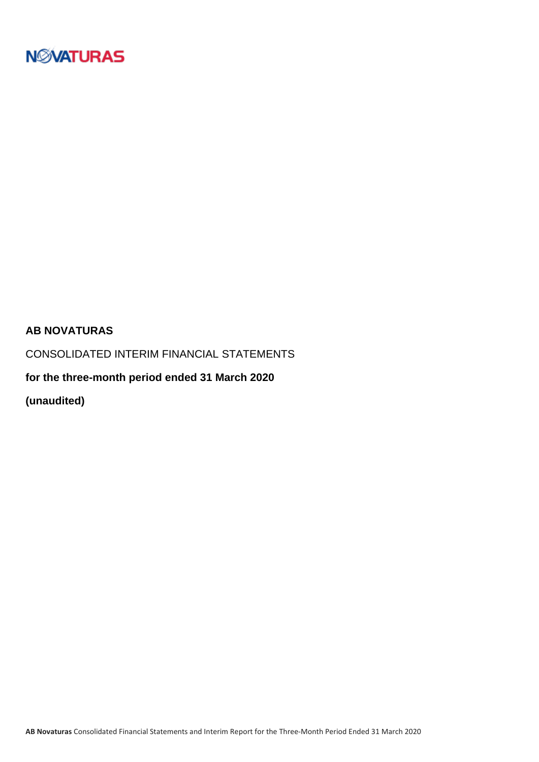NOVATURAS

**AB NOVATURAS**

CONSOLIDATED INTERIM FINANCIAL STATEMENTS

**for the three-month period ended 31 March 2020**

**(unaudited)**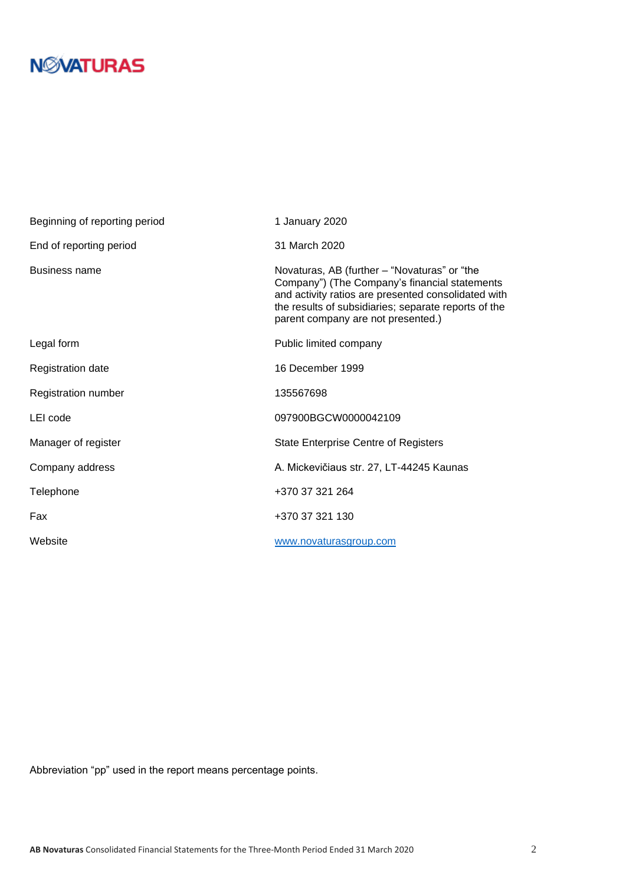| | |
|---|---|
| Beginning of reporting period | 1 January 2020 |
| End of reporting period | 31 March 2020 |
| Business name | Novaturas, AB (further – "Novaturas" or "the Company") (The Company's financial statements and activity ratios are presented consolidated with the results of subsidiaries; separate reports of the parent company are not presented.) |
| Legal form | Public limited company |
| Registration date | 16 December 1999 |
| Registration number | 135567698 |
| LEI code | 097900BGCW0000042109 |
| Manager of register | State Enterprise Centre of Registers |
| Company address | A. Mickevičiaus str. 27, LT-44245 Kaunas |
| Telephone | +370 37 321 264 |
| Fax | +370 37 321 130 |
| Website | www.novaturasgroup.com |

Abbreviation "pp" used in the report means percentage points.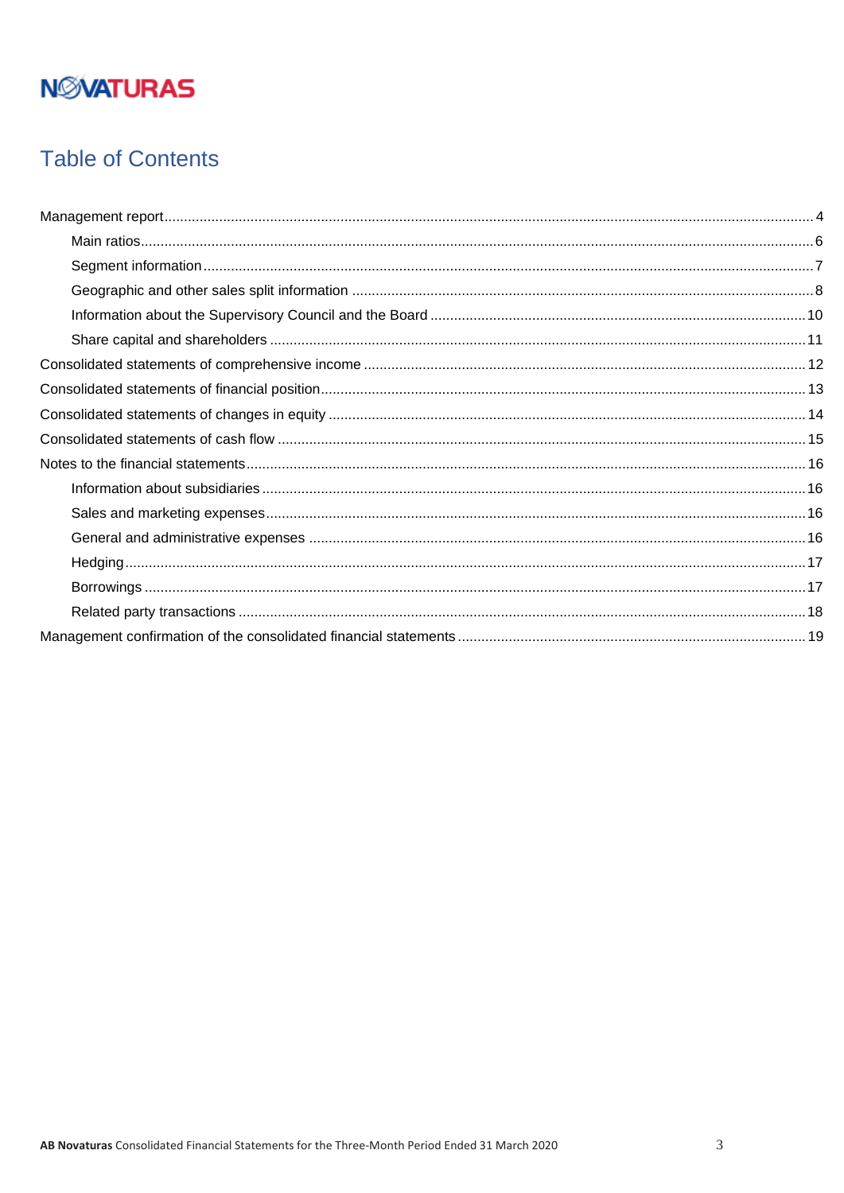NOVATURAS

# Table of Contents

- Management report ..... 4
  - Main ratios ..... 6
  - Segment information ..... 7
  - Geographic and other sales split information ..... 8
  - Information about the Supervisory Council and the Board ..... 10
  - Share capital and shareholders ..... 11
- Consolidated statements of comprehensive income ..... 12
- Consolidated statements of financial position ..... 13
- Consolidated statements of changes in equity ..... 14
- Consolidated statements of cash flow ..... 15
- Notes to the financial statements ..... 16
  - Information about subsidiaries ..... 16
  - Sales and marketing expenses ..... 16
  - General and administrative expenses ..... 16
  - Hedging ..... 17
  - Borrowings ..... 17
  - Related party transactions ..... 18
- Management confirmation of the consolidated financial statements ..... 19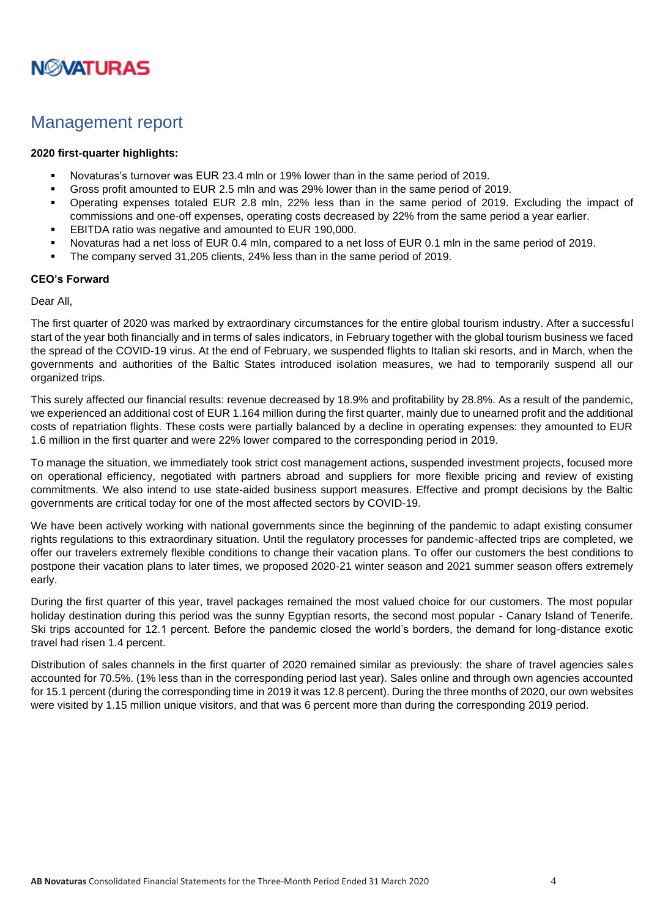# Management report

**2020 first-quarter highlights:**

- Novaturas's turnover was EUR 23.4 mln or 19% lower than in the same period of 2019.
- Gross profit amounted to EUR 2.5 mln and was 29% lower than in the same period of 2019.
- Operating expenses totaled EUR 2.8 mln, 22% less than in the same period of 2019. Excluding the impact of commissions and one-off expenses, operating costs decreased by 22% from the same period a year earlier.
- EBITDA ratio was negative and amounted to EUR 190,000.
- Novaturas had a net loss of EUR 0.4 mln, compared to a net loss of EUR 0.1 mln in the same period of 2019.
- The company served 31,205 clients, 24% less than in the same period of 2019.

**CEO's Forward**

Dear All,

The first quarter of 2020 was marked by extraordinary circumstances for the entire global tourism industry. After a successful start of the year both financially and in terms of sales indicators, in February together with the global tourism business we faced the spread of the COVID-19 virus. At the end of February, we suspended flights to Italian ski resorts, and in March, when the governments and authorities of the Baltic States introduced isolation measures, we had to temporarily suspend all our organized trips.

This surely affected our financial results: revenue decreased by 18.9% and profitability by 28.8%. As a result of the pandemic, we experienced an additional cost of EUR 1.164 million during the first quarter, mainly due to unearned profit and the additional costs of repatriation flights. These costs were partially balanced by a decline in operating expenses: they amounted to EUR 1.6 million in the first quarter and were 22% lower compared to the corresponding period in 2019.

To manage the situation, we immediately took strict cost management actions, suspended investment projects, focused more on operational efficiency, negotiated with partners abroad and suppliers for more flexible pricing and review of existing commitments. We also intend to use state-aided business support measures. Effective and prompt decisions by the Baltic governments are critical today for one of the most affected sectors by COVID-19.

We have been actively working with national governments since the beginning of the pandemic to adapt existing consumer rights regulations to this extraordinary situation. Until the regulatory processes for pandemic-affected trips are completed, we offer our travelers extremely flexible conditions to change their vacation plans. To offer our customers the best conditions to postpone their vacation plans to later times, we proposed 2020-21 winter season and 2021 summer season offers extremely early.

During the first quarter of this year, travel packages remained the most valued choice for our customers. The most popular holiday destination during this period was the sunny Egyptian resorts, the second most popular - Canary Island of Tenerife. Ski trips accounted for 12.1 percent. Before the pandemic closed the world's borders, the demand for long-distance exotic travel had risen 1.4 percent.

Distribution of sales channels in the first quarter of 2020 remained similar as previously: the share of travel agencies sales accounted for 70.5%. (1% less than in the corresponding period last year). Sales online and through own agencies accounted for 15.1 percent (during the corresponding time in 2019 it was 12.8 percent). During the three months of 2020, our own websites were visited by 1.15 million unique visitors, and that was 6 percent more than during the corresponding 2019 period.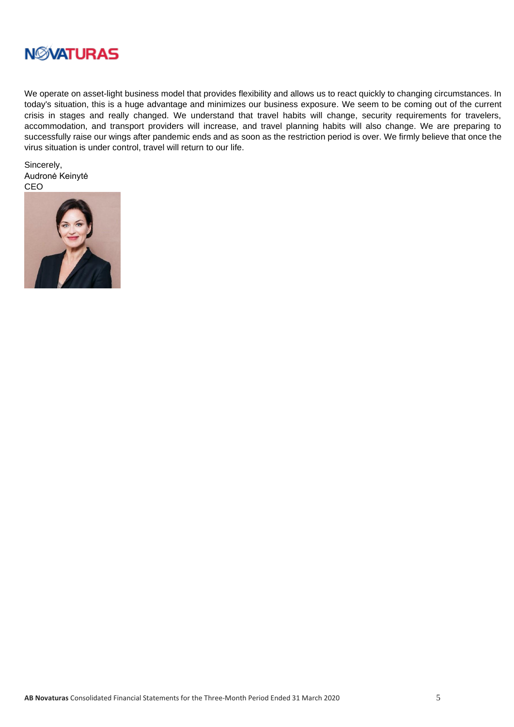We operate on asset-light business model that provides flexibility and allows us to react quickly to changing circumstances. In today's situation, this is a huge advantage and minimizes our business exposure. We seem to be coming out of the current crisis in stages and really changed. We understand that travel habits will change, security requirements for travelers, accommodation, and transport providers will increase, and travel planning habits will also change. We are preparing to successfully raise our wings after pandemic ends and as soon as the restriction period is over. We firmly believe that once the virus situation is under control, travel will return to our life.

Sincerely,
Audronė Keinytė
CEO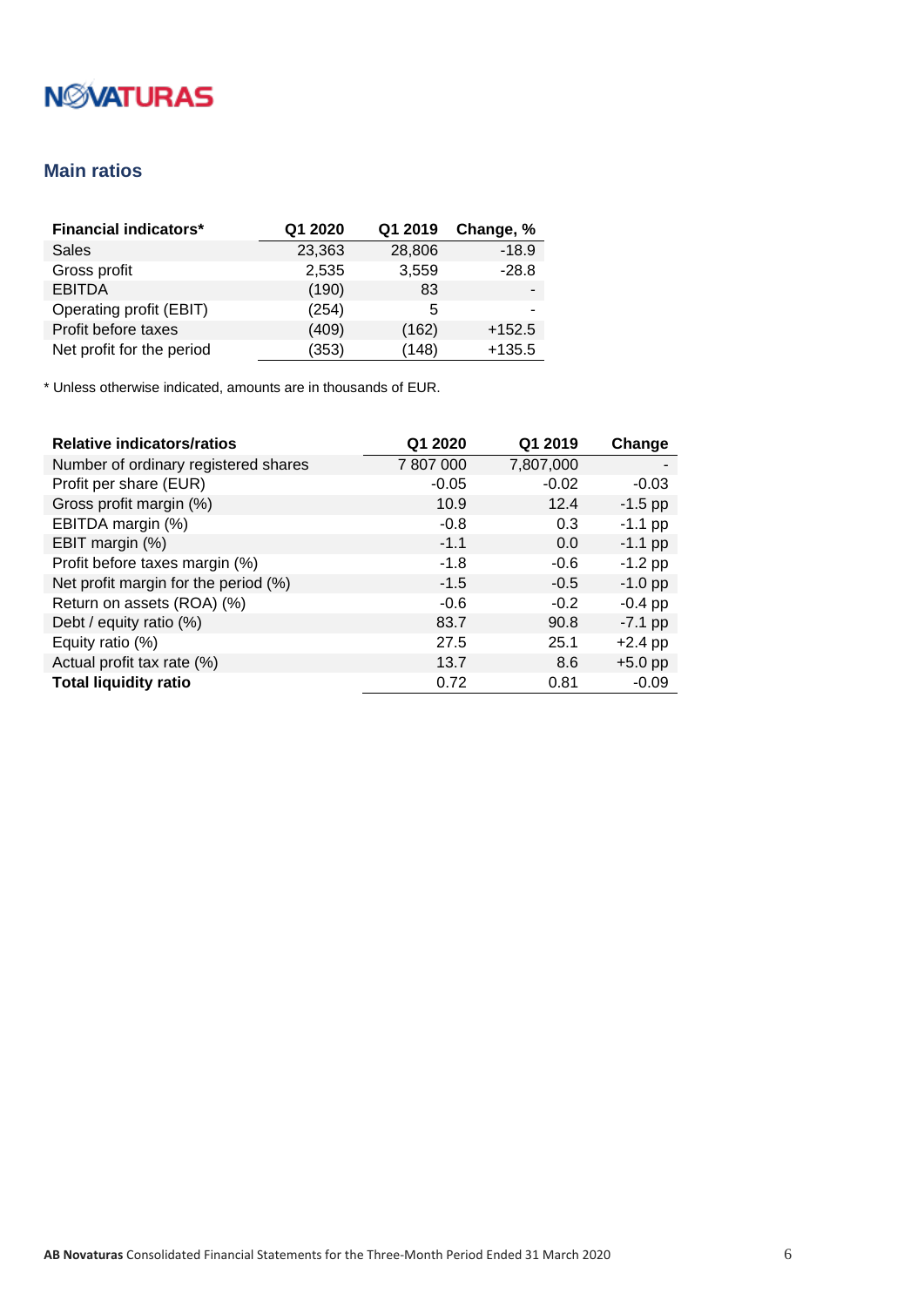## Main ratios

| Financial indicators* | Q1 2020 | Q1 2019 | Change, % |
|---|---|---|---|
| Sales | 23,363 | 28,806 | -18.9 |
| Gross profit | 2,535 | 3,559 | -28.8 |
| EBITDA | (190) | 83 | - |
| Operating profit (EBIT) | (254) | 5 | - |
| Profit before taxes | (409) | (162) | +152.5 |
| Net profit for the period | (353) | (148) | +135.5 |

* Unless otherwise indicated, amounts are in thousands of EUR.

| Relative indicators/ratios | Q1 2020 | Q1 2019 | Change |
|---|---|---|---|
| Number of ordinary registered shares | 7 807 000 | 7,807,000 | - |
| Profit per share (EUR) | -0.05 | -0.02 | -0.03 |
| Gross profit margin (%) | 10.9 | 12.4 | -1.5 pp |
| EBITDA margin (%) | -0.8 | 0.3 | -1.1 pp |
| EBIT margin (%) | -1.1 | 0.0 | -1.1 pp |
| Profit before taxes margin (%) | -1.8 | -0.6 | -1.2 pp |
| Net profit margin for the period (%) | -1.5 | -0.5 | -1.0 pp |
| Return on assets (ROA) (%) | -0.6 | -0.2 | -0.4 pp |
| Debt / equity ratio (%) | 83.7 | 90.8 | -7.1 pp |
| Equity ratio (%) | 27.5 | 25.1 | +2.4 pp |
| Actual profit tax rate (%) | 13.7 | 8.6 | +5.0 pp |
| **Total liquidity ratio** | 0.72 | 0.81 | -0.09 |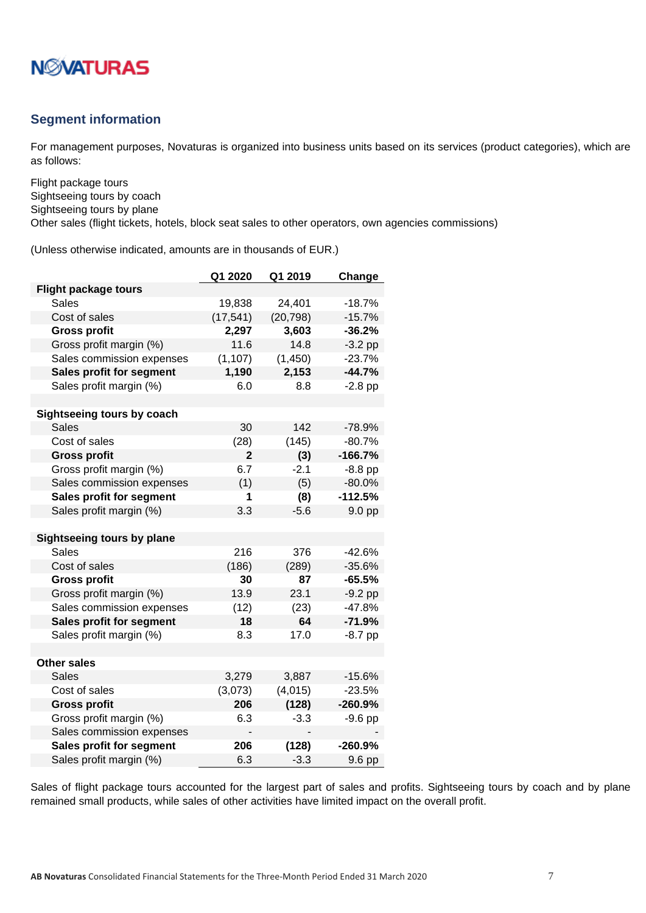## Segment information

For management purposes, Novaturas is organized into business units based on its services (product categories), which are as follows:

Flight package tours
Sightseeing tours by coach
Sightseeing tours by plane
Other sales (flight tickets, hotels, block seat sales to other operators, own agencies commissions)

(Unless otherwise indicated, amounts are in thousands of EUR.)

| | Q1 2020 | Q1 2019 | Change |
|---|---|---|---|
| **Flight package tours** | | | |
| Sales | 19,838 | 24,401 | -18.7% |
| Cost of sales | (17,541) | (20,798) | -15.7% |
| **Gross profit** | **2,297** | **3,603** | **-36.2%** |
| Gross profit margin (%) | 11.6 | 14.8 | -3.2 pp |
| Sales commission expenses | (1,107) | (1,450) | -23.7% |
| **Sales profit for segment** | **1,190** | **2,153** | **-44.7%** |
| Sales profit margin (%) | 6.0 | 8.8 | -2.8 pp |
| | | | |
| **Sightseeing tours by coach** | | | |
| Sales | 30 | 142 | -78.9% |
| Cost of sales | (28) | (145) | -80.7% |
| **Gross profit** | **2** | **(3)** | **-166.7%** |
| Gross profit margin (%) | 6.7 | -2.1 | -8.8 pp |
| Sales commission expenses | (1) | (5) | -80.0% |
| **Sales profit for segment** | **1** | **(8)** | **-112.5%** |
| Sales profit margin (%) | 3.3 | -5.6 | 9.0 pp |
| | | | |
| **Sightseeing tours by plane** | | | |
| Sales | 216 | 376 | -42.6% |
| Cost of sales | (186) | (289) | -35.6% |
| **Gross profit** | **30** | **87** | **-65.5%** |
| Gross profit margin (%) | 13.9 | 23.1 | -9.2 pp |
| Sales commission expenses | (12) | (23) | -47.8% |
| **Sales profit for segment** | **18** | **64** | **-71.9%** |
| Sales profit margin (%) | 8.3 | 17.0 | -8.7 pp |
| | | | |
| **Other sales** | | | |
| Sales | 3,279 | 3,887 | -15.6% |
| Cost of sales | (3,073) | (4,015) | -23.5% |
| **Gross profit** | **206** | **(128)** | **-260.9%** |
| Gross profit margin (%) | 6.3 | -3.3 | -9.6 pp |
| Sales commission expenses | - | - | - |
| **Sales profit for segment** | **206** | **(128)** | **-260.9%** |
| Sales profit margin (%) | 6.3 | -3.3 | 9.6 pp |

Sales of flight package tours accounted for the largest part of sales and profits. Sightseeing tours by coach and by plane remained small products, while sales of other activities have limited impact on the overall profit.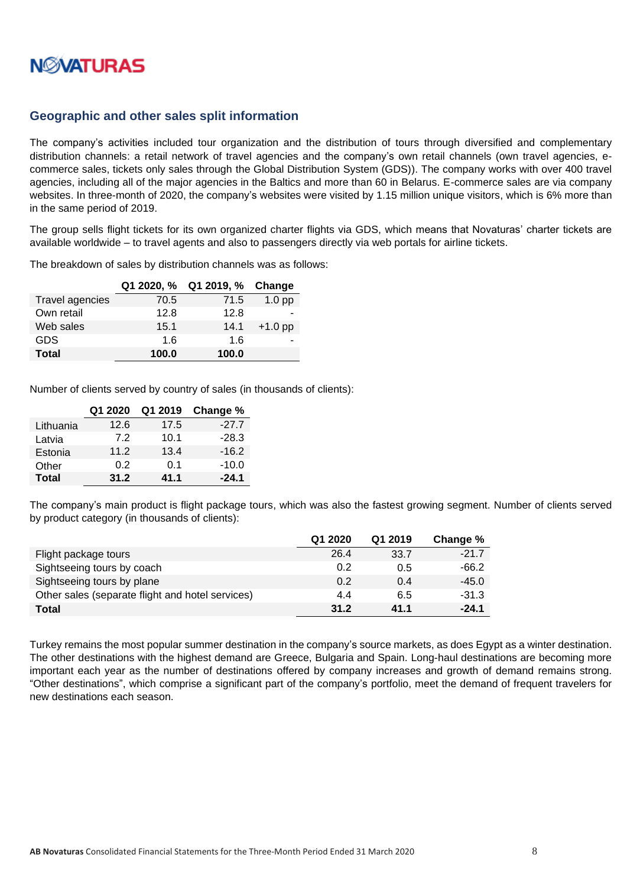## Geographic and other sales split information

The company's activities included tour organization and the distribution of tours through diversified and complementary distribution channels: a retail network of travel agencies and the company's own retail channels (own travel agencies, e-commerce sales, tickets only sales through the Global Distribution System (GDS)). The company works with over 400 travel agencies, including all of the major agencies in the Baltics and more than 60 in Belarus. E-commerce sales are via company websites. In three-month of 2020, the company's websites were visited by 1.15 million unique visitors, which is 6% more than in the same period of 2019.

The group sells flight tickets for its own organized charter flights via GDS, which means that Novaturas' charter tickets are available worldwide – to travel agents and also to passengers directly via web portals for airline tickets.

The breakdown of sales by distribution channels was as follows:

| | Q1 2020, % | Q1 2019, % | Change |
|---|---|---|---|
| Travel agencies | 70.5 | 71.5 | 1.0 pp |
| Own retail | 12.8 | 12.8 | - |
| Web sales | 15.1 | 14.1 | +1.0 pp |
| GDS | 1.6 | 1.6 | - |
| **Total** | **100.0** | **100.0** | |

Number of clients served by country of sales (in thousands of clients):

| | Q1 2020 | Q1 2019 | Change % |
|---|---|---|---|
| Lithuania | 12.6 | 17.5 | -27.7 |
| Latvia | 7.2 | 10.1 | -28.3 |
| Estonia | 11.2 | 13.4 | -16.2 |
| Other | 0.2 | 0.1 | -10.0 |
| **Total** | **31.2** | **41.1** | **-24.1** |

The company's main product is flight package tours, which was also the fastest growing segment. Number of clients served by product category (in thousands of clients):

| | Q1 2020 | Q1 2019 | Change % |
|---|---|---|---|
| Flight package tours | 26.4 | 33.7 | -21.7 |
| Sightseeing tours by coach | 0.2 | 0.5 | -66.2 |
| Sightseeing tours by plane | 0.2 | 0.4 | -45.0 |
| Other sales (separate flight and hotel services) | 4.4 | 6.5 | -31.3 |
| **Total** | **31.2** | **41.1** | **-24.1** |

Turkey remains the most popular summer destination in the company's source markets, as does Egypt as a winter destination. The other destinations with the highest demand are Greece, Bulgaria and Spain. Long-haul destinations are becoming more important each year as the number of destinations offered by company increases and growth of demand remains strong. "Other destinations", which comprise a significant part of the company's portfolio, meet the demand of frequent travelers for new destinations each season.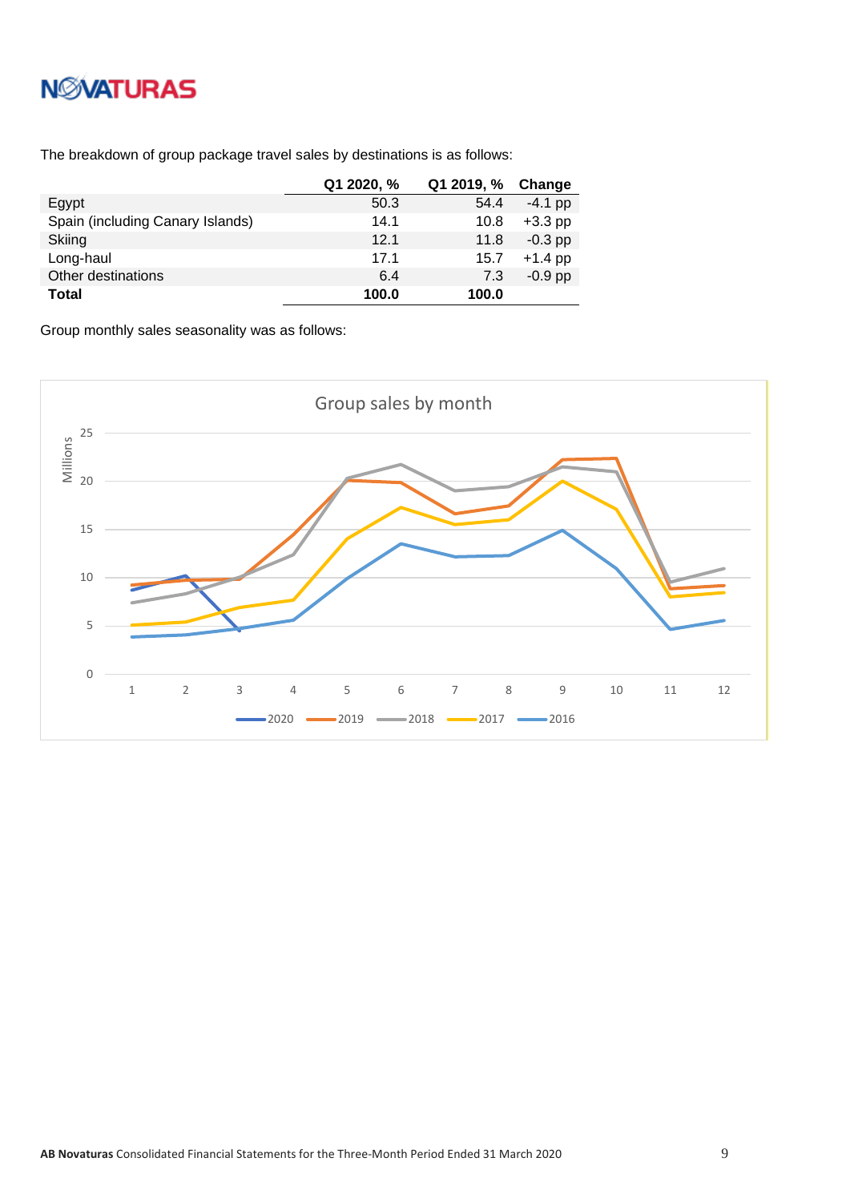The breakdown of group package travel sales by destinations is as follows:

| | Q1 2020, % | Q1 2019, % | Change |
|---|---|---|---|
| Egypt | 50.3 | 54.4 | -4.1 pp |
| Spain (including Canary Islands) | 14.1 | 10.8 | +3.3 pp |
| Skiing | 12.1 | 11.8 | -0.3 pp |
| Long-haul | 17.1 | 15.7 | +1.4 pp |
| Other destinations | 6.4 | 7.3 | -0.9 pp |
| **Total** | **100.0** | **100.0** | |

Group monthly sales seasonality was as follows:

Group sales by month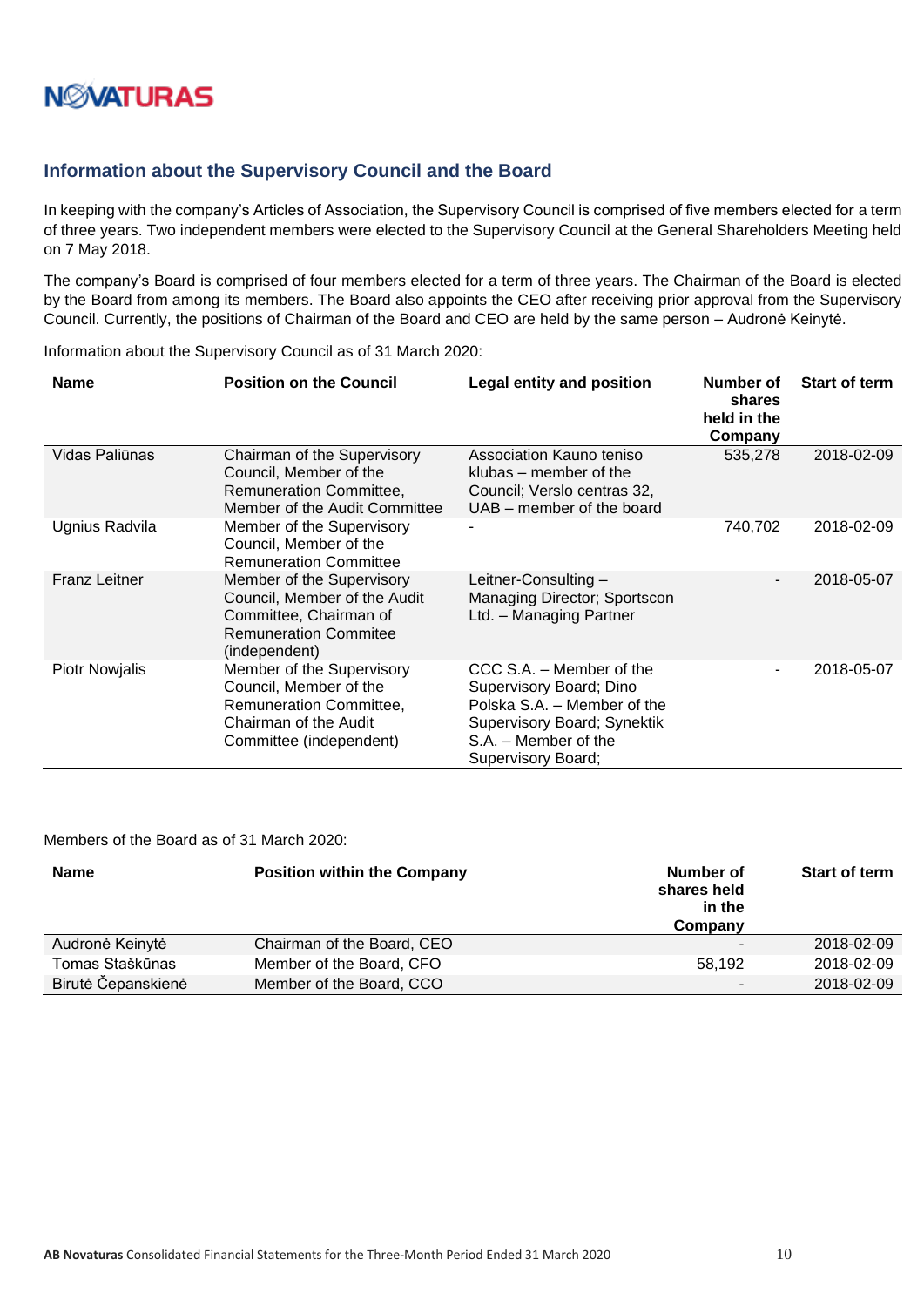## Information about the Supervisory Council and the Board

In keeping with the company's Articles of Association, the Supervisory Council is comprised of five members elected for a term of three years. Two independent members were elected to the Supervisory Council at the General Shareholders Meeting held on 7 May 2018.

The company's Board is comprised of four members elected for a term of three years. The Chairman of the Board is elected by the Board from among its members. The Board also appoints the CEO after receiving prior approval from the Supervisory Council. Currently, the positions of Chairman of the Board and CEO are held by the same person – Audronė Keinytė.

Information about the Supervisory Council as of 31 March 2020:

| Name | Position on the Council | Legal entity and position | Number of shares held in the Company | Start of term |
|---|---|---|---|---|
| Vidas Paliūnas | Chairman of the Supervisory Council, Member of the Remuneration Committee, Member of the Audit Committee | Association Kauno teniso klubas – member of the Council; Verslo centras 32, UAB – member of the board | 535,278 | 2018-02-09 |
| Ugnius Radvila | Member of the Supervisory Council, Member of the Remuneration Committee | - | 740,702 | 2018-02-09 |
| Franz Leitner | Member of the Supervisory Council, Member of the Audit Committee, Chairman of Remuneration Commitee (independent) | Leitner-Consulting – Managing Director; Sportscon Ltd. – Managing Partner | - | 2018-05-07 |
| Piotr Nowjalis | Member of the Supervisory Council, Member of the Remuneration Committee, Chairman of the Audit Committee (independent) | CCC S.A. – Member of the Supervisory Board; Dino Polska S.A. – Member of the Supervisory Board; Synektik S.A. – Member of the Supervisory Board; | - | 2018-05-07 |

Members of the Board as of 31 March 2020:

| Name | Position within the Company | Number of shares held in the Company | Start of term |
|---|---|---|---|
| Audronė Keinytė | Chairman of the Board, CEO | - | 2018-02-09 |
| Tomas Staškūnas | Member of the Board, CFO | 58,192 | 2018-02-09 |
| Birutė Čepanskienė | Member of the Board, CCO | - | 2018-02-09 |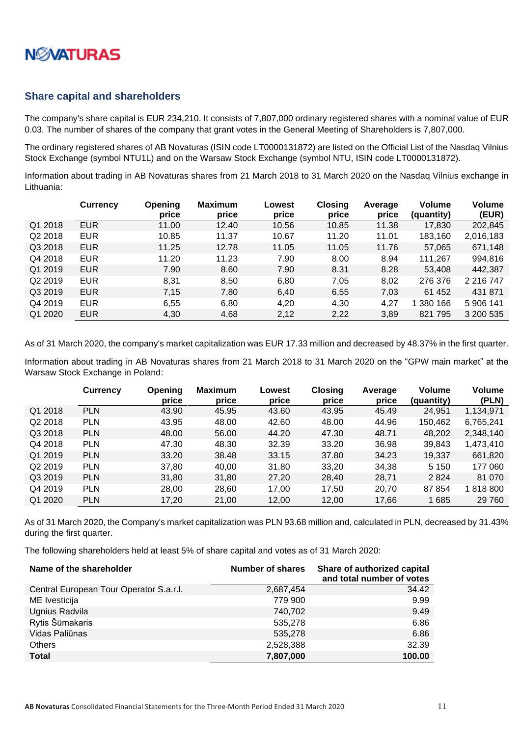## Share capital and shareholders

The company's share capital is EUR 234,210. It consists of 7,807,000 ordinary registered shares with a nominal value of EUR 0.03. The number of shares of the company that grant votes in the General Meeting of Shareholders is 7,807,000.

The ordinary registered shares of AB Novaturas (ISIN code LT0000131872) are listed on the Official List of the Nasdaq Vilnius Stock Exchange (symbol NTU1L) and on the Warsaw Stock Exchange (symbol NTU, ISIN code LT0000131872).

Information about trading in AB Novaturas shares from 21 March 2018 to 31 March 2020 on the Nasdaq Vilnius exchange in Lithuania:

| | Currency | Opening price | Maximum price | Lowest price | Closing price | Average price | Volume (quantity) | Volume (EUR) |
|---|---|---|---|---|---|---|---|---|
| Q1 2018 | EUR | 11.00 | 12.40 | 10.56 | 10.85 | 11.38 | 17,830 | 202,845 |
| Q2 2018 | EUR | 10.85 | 11.37 | 10.67 | 11.20 | 11.01 | 183,160 | 2,016,183 |
| Q3 2018 | EUR | 11.25 | 12.78 | 11.05 | 11.05 | 11.76 | 57,065 | 671,148 |
| Q4 2018 | EUR | 11.20 | 11.23 | 7.90 | 8.00 | 8.94 | 111,267 | 994,816 |
| Q1 2019 | EUR | 7.90 | 8.60 | 7.90 | 8.31 | 8.28 | 53,408 | 442,387 |
| Q2 2019 | EUR | 8,31 | 8,50 | 6,80 | 7,05 | 8,02 | 276 376 | 2 216 747 |
| Q3 2019 | EUR | 7,15 | 7,80 | 6,40 | 6,55 | 7,03 | 61 452 | 431 871 |
| Q4 2019 | EUR | 6,55 | 6,80 | 4,20 | 4,30 | 4,27 | 1 380 166 | 5 906 141 |
| Q1 2020 | EUR | 4,30 | 4,68 | 2,12 | 2,22 | 3,89 | 821 795 | 3 200 535 |

As of 31 March 2020, the company's market capitalization was EUR 17.33 million and decreased by 48.37% in the first quarter.

Information about trading in AB Novaturas shares from 21 March 2018 to 31 March 2020 on the "GPW main market" at the Warsaw Stock Exchange in Poland:

| | Currency | Opening price | Maximum price | Lowest price | Closing price | Average price | Volume (quantity) | Volume (PLN) |
|---|---|---|---|---|---|---|---|---|
| Q1 2018 | PLN | 43.90 | 45.95 | 43.60 | 43.95 | 45.49 | 24,951 | 1,134,971 |
| Q2 2018 | PLN | 43.95 | 48.00 | 42.60 | 48.00 | 44.96 | 150,462 | 6,765,241 |
| Q3 2018 | PLN | 48.00 | 56.00 | 44.20 | 47.30 | 48.71 | 48,202 | 2,348,140 |
| Q4 2018 | PLN | 47.30 | 48.30 | 32.39 | 33.20 | 36.98 | 39,843 | 1,473,410 |
| Q1 2019 | PLN | 33.20 | 38.48 | 33.15 | 37.80 | 34.23 | 19,337 | 661,820 |
| Q2 2019 | PLN | 37,80 | 40,00 | 31,80 | 33,20 | 34,38 | 5 150 | 177 060 |
| Q3 2019 | PLN | 31,80 | 31,80 | 27,20 | 28,40 | 28,71 | 2 824 | 81 070 |
| Q4 2019 | PLN | 28,00 | 28,60 | 17,00 | 17,50 | 20,70 | 87 854 | 1 818 800 |
| Q1 2020 | PLN | 17,20 | 21,00 | 12,00 | 12,00 | 17,66 | 1 685 | 29 760 |

As of 31 March 2020, the Company's market capitalization was PLN 93.68 million and, calculated in PLN, decreased by 31.43% during the first quarter.

The following shareholders held at least 5% of share capital and votes as of 31 March 2020:

| Name of the shareholder | Number of shares | Share of authorized capital and total number of votes |
|---|---|---|
| Central European Tour Operator S.a.r.l. | 2,687,454 | 34.42 |
| ME Ivesticija | 779 900 | 9.99 |
| Ugnius Radvila | 740,702 | 9.49 |
| Rytis Šūmakaris | 535,278 | 6.86 |
| Vidas Paliūnas | 535,278 | 6.86 |
| Others | 2,528,388 | 32.39 |
| **Total** | **7,807,000** | **100.00** |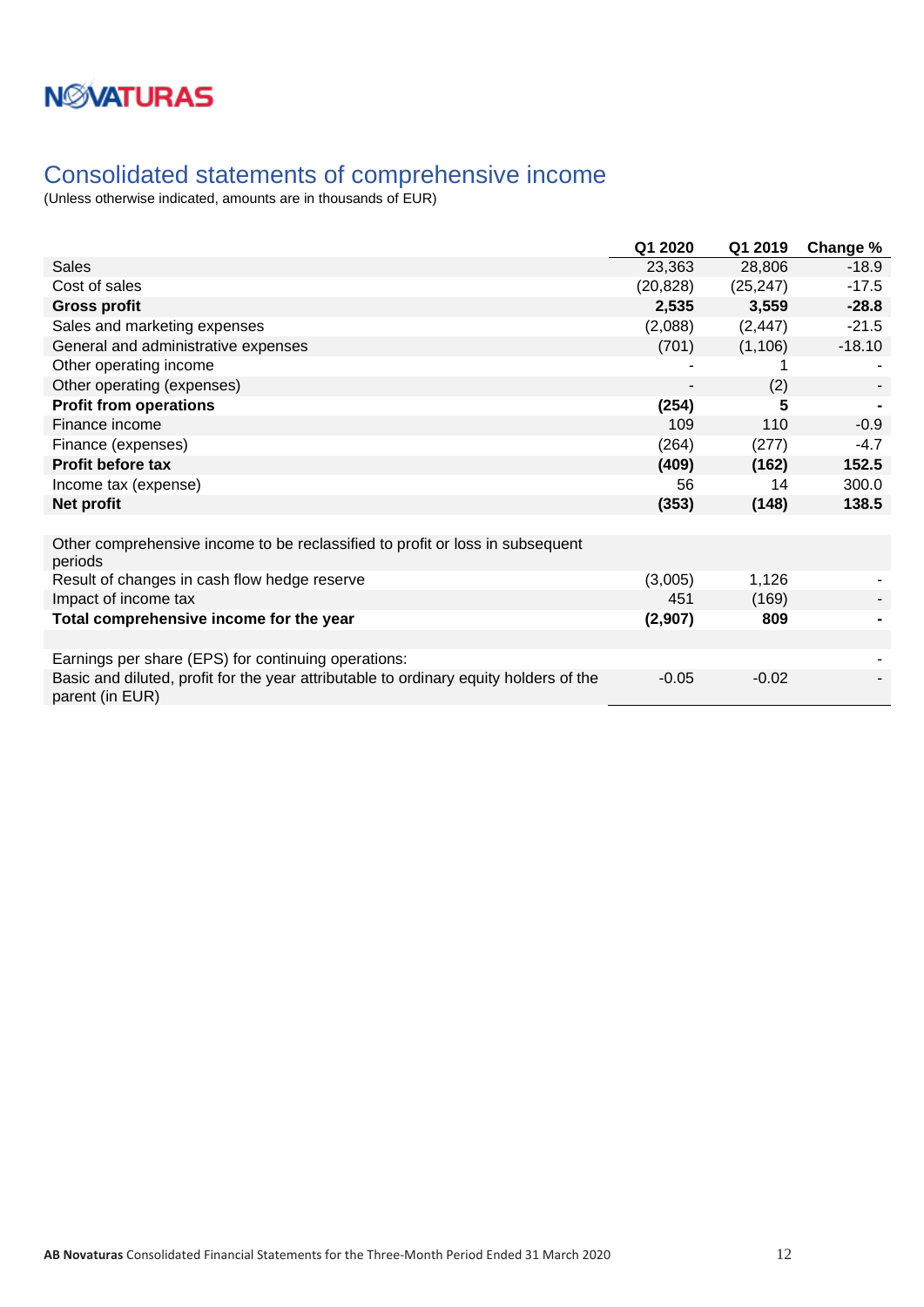# Consolidated statements of comprehensive income

(Unless otherwise indicated, amounts are in thousands of EUR)

| | Q1 2020 | Q1 2019 | Change % |
|---|---|---|---|
| Sales | 23,363 | 28,806 | -18.9 |
| Cost of sales | (20,828) | (25,247) | -17.5 |
| **Gross profit** | **2,535** | **3,559** | **-28.8** |
| Sales and marketing expenses | (2,088) | (2,447) | -21.5 |
| General and administrative expenses | (701) | (1,106) | -18.10 |
| Other operating income | - | 1 | - |
| Other operating (expenses) | - | (2) | - |
| **Profit from operations** | **(254)** | **5** | **-** |
| Finance income | 109 | 110 | -0.9 |
| Finance (expenses) | (264) | (277) | -4.7 |
| **Profit before tax** | **(409)** | **(162)** | **152.5** |
| Income tax (expense) | 56 | 14 | 300.0 |
| **Net profit** | **(353)** | **(148)** | **138.5** |
| | | | |
| Other comprehensive income to be reclassified to profit or loss in subsequent periods | | | |
| Result of changes in cash flow hedge reserve | (3,005) | 1,126 | - |
| Impact of income tax | 451 | (169) | - |
| **Total comprehensive income for the year** | **(2,907)** | **809** | **-** |
| | | | |
| Earnings per share (EPS) for continuing operations: | | | - |
| Basic and diluted, profit for the year attributable to ordinary equity holders of the parent (in EUR) | -0.05 | -0.02 | - |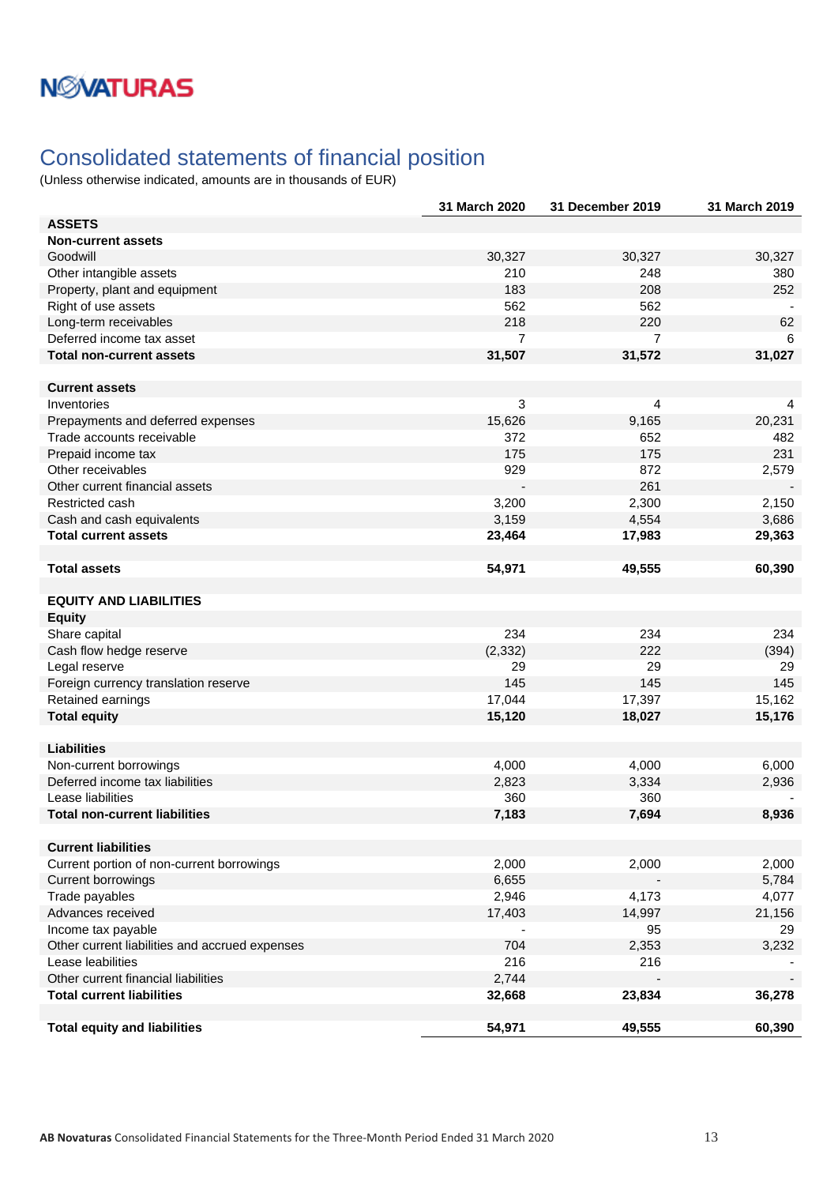NOVATURAS

# Consolidated statements of financial position

(Unless otherwise indicated, amounts are in thousands of EUR)

| | 31 March 2020 | 31 December 2019 | 31 March 2019 |
|---|---|---|---|
| **ASSETS** | | | |
| **Non-current assets** | | | |
| Goodwill | 30,327 | 30,327 | 30,327 |
| Other intangible assets | 210 | 248 | 380 |
| Property, plant and equipment | 183 | 208 | 252 |
| Right of use assets | 562 | 562 | - |
| Long-term receivables | 218 | 220 | 62 |
| Deferred income tax asset | 7 | 7 | 6 |
| **Total non-current assets** | **31,507** | **31,572** | **31,027** |
| | | | |
| **Current assets** | | | |
| Inventories | 3 | 4 | 4 |
| Prepayments and deferred expenses | 15,626 | 9,165 | 20,231 |
| Trade accounts receivable | 372 | 652 | 482 |
| Prepaid income tax | 175 | 175 | 231 |
| Other receivables | 929 | 872 | 2,579 |
| Other current financial assets | - | 261 | - |
| Restricted cash | 3,200 | 2,300 | 2,150 |
| Cash and cash equivalents | 3,159 | 4,554 | 3,686 |
| **Total current assets** | **23,464** | **17,983** | **29,363** |
| | | | |
| **Total assets** | **54,971** | **49,555** | **60,390** |
| | | | |
| **EQUITY AND LIABILITIES** | | | |
| **Equity** | | | |
| Share capital | 234 | 234 | 234 |
| Cash flow hedge reserve | (2,332) | 222 | (394) |
| Legal reserve | 29 | 29 | 29 |
| Foreign currency translation reserve | 145 | 145 | 145 |
| Retained earnings | 17,044 | 17,397 | 15,162 |
| **Total equity** | **15,120** | **18,027** | **15,176** |
| | | | |
| **Liabilities** | | | |
| Non-current borrowings | 4,000 | 4,000 | 6,000 |
| Deferred income tax liabilities | 2,823 | 3,334 | 2,936 |
| Lease liabilities | 360 | 360 | - |
| **Total non-current liabilities** | **7,183** | **7,694** | **8,936** |
| | | | |
| **Current liabilities** | | | |
| Current portion of non-current borrowings | 2,000 | 2,000 | 2,000 |
| Current borrowings | 6,655 | - | 5,784 |
| Trade payables | 2,946 | 4,173 | 4,077 |
| Advances received | 17,403 | 14,997 | 21,156 |
| Income tax payable | - | 95 | 29 |
| Other current liabilities and accrued expenses | 704 | 2,353 | 3,232 |
| Lease leabilities | 216 | 216 | - |
| Other current financial liabilities | 2,744 | - | - |
| **Total current liabilities** | **32,668** | **23,834** | **36,278** |
| | | | |
| **Total equity and liabilities** | **54,971** | **49,555** | **60,390** |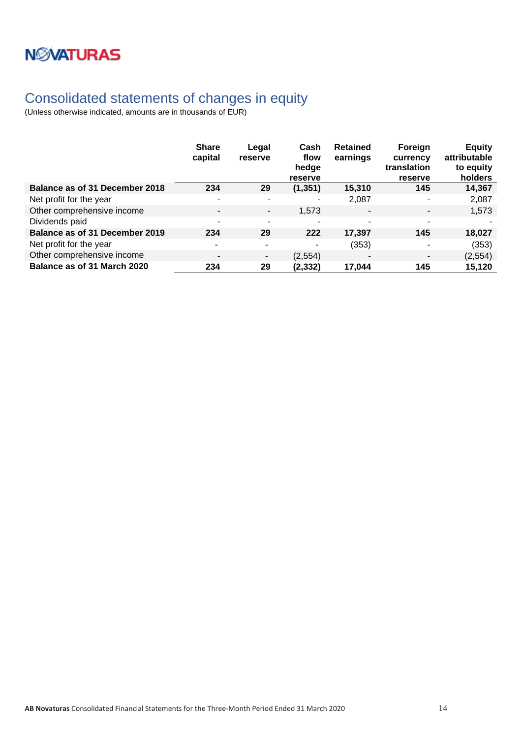# Consolidated statements of changes in equity

(Unless otherwise indicated, amounts are in thousands of EUR)

| | Share capital | Legal reserve | Cash flow hedge reserve | Retained earnings | Foreign currency translation reserve | Equity attributable to equity holders |
|---|---|---|---|---|---|---|
| **Balance as of 31 December 2018** | **234** | **29** | **(1,351)** | **15,310** | **145** | **14,367** |
| Net profit for the year | - | - | - | 2,087 | - | 2,087 |
| Other comprehensive income | - | - | 1,573 | - | - | 1,573 |
| Dividends paid | - | - | - | - | - | - |
| **Balance as of 31 December 2019** | **234** | **29** | **222** | **17,397** | **145** | **18,027** |
| Net profit for the year | - | - | - | (353) | - | (353) |
| Other comprehensive income | - | - | (2,554) | - | - | (2,554) |
| **Balance as of 31 March 2020** | **234** | **29** | **(2,332)** | **17,044** | **145** | **15,120** |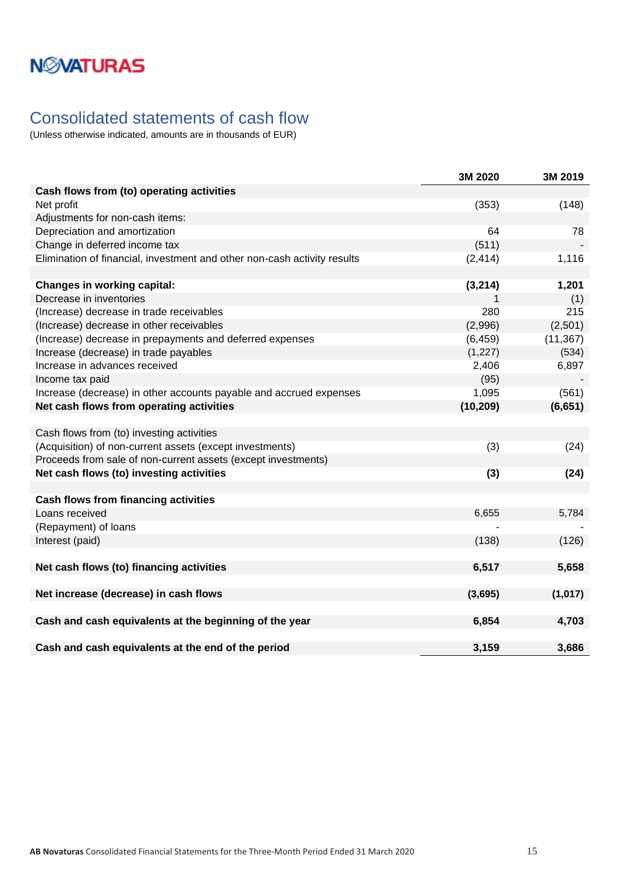# Consolidated statements of cash flow

(Unless otherwise indicated, amounts are in thousands of EUR)

| | 3M 2020 | 3M 2019 |
|---|---|---|
| **Cash flows from (to) operating activities** | | |
| Net profit | (353) | (148) |
| Adjustments for non-cash items: | | |
| Depreciation and amortization | 64 | 78 |
| Change in deferred income tax | (511) | - |
| Elimination of financial, investment and other non-cash activity results | (2,414) | 1,116 |
| | | |
| **Changes in working capital:** | **(3,214)** | **1,201** |
| Decrease in inventories | 1 | (1) |
| (Increase) decrease in trade receivables | 280 | 215 |
| (Increase) decrease in other receivables | (2,996) | (2,501) |
| (Increase) decrease in prepayments and deferred expenses | (6,459) | (11,367) |
| Increase (decrease) in trade payables | (1,227) | (534) |
| Increase in advances received | 2,406 | 6,897 |
| Income tax paid | (95) | - |
| Increase (decrease) in other accounts payable and accrued expenses | 1,095 | (561) |
| **Net cash flows from operating activities** | **(10,209)** | **(6,651)** |
| | | |
| Cash flows from (to) investing activities | | |
| (Acquisition) of non-current assets (except investments) | (3) | (24) |
| Proceeds from sale of non-current assets (except investments) | | |
| **Net cash flows (to) investing activities** | **(3)** | **(24)** |
| | | |
| **Cash flows from financing activities** | | |
| Loans received | 6,655 | 5,784 |
| (Repayment) of loans | - | - |
| Interest (paid) | (138) | (126) |
| | | |
| **Net cash flows (to) financing activities** | **6,517** | **5,658** |
| | | |
| **Net increase (decrease) in cash flows** | **(3,695)** | **(1,017)** |
| | | |
| **Cash and cash equivalents at the beginning of the year** | **6,854** | **4,703** |
| | | |
| **Cash and cash equivalents at the end of the period** | **3,159** | **3,686** |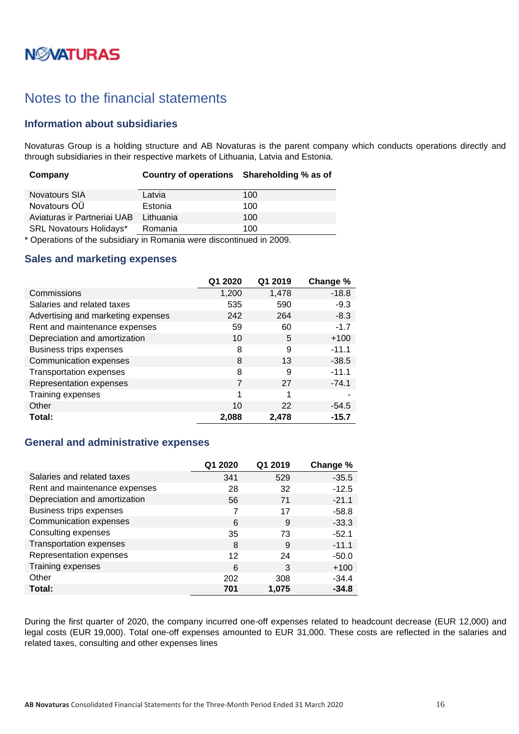# Notes to the financial statements

## Information about subsidiaries

Novaturas Group is a holding structure and AB Novaturas is the parent company which conducts operations directly and through subsidiaries in their respective markets of Lithuania, Latvia and Estonia.

| Company | Country of operations | Shareholding % as of |
|---|---|---|
| Novatours SIA | Latvia | 100 |
| Novatours OÜ | Estonia | 100 |
| Aviaturas ir Partneriai UAB | Lithuania | 100 |
| SRL Novatours Holidays* | Romania | 100 |

* Operations of the subsidiary in Romania were discontinued in 2009.

## Sales and marketing expenses

| | Q1 2020 | Q1 2019 | Change % |
|---|---|---|---|
| Commissions | 1,200 | 1,478 | -18.8 |
| Salaries and related taxes | 535 | 590 | -9.3 |
| Advertising and marketing expenses | 242 | 264 | -8.3 |
| Rent and maintenance expenses | 59 | 60 | -1.7 |
| Depreciation and amortization | 10 | 5 | +100 |
| Business trips expenses | 8 | 9 | -11.1 |
| Communication expenses | 8 | 13 | -38.5 |
| Transportation expenses | 8 | 9 | -11.1 |
| Representation expenses | 7 | 27 | -74.1 |
| Training expenses | 1 | 1 | - |
| Other | 10 | 22 | -54.5 |
| **Total:** | **2,088** | **2,478** | **-15.7** |

## General and administrative expenses

| | Q1 2020 | Q1 2019 | Change % |
|---|---|---|---|
| Salaries and related taxes | 341 | 529 | -35.5 |
| Rent and maintenance expenses | 28 | 32 | -12.5 |
| Depreciation and amortization | 56 | 71 | -21.1 |
| Business trips expenses | 7 | 17 | -58.8 |
| Communication expenses | 6 | 9 | -33.3 |
| Consulting expenses | 35 | 73 | -52.1 |
| Transportation expenses | 8 | 9 | -11.1 |
| Representation expenses | 12 | 24 | -50.0 |
| Training expenses | 6 | 3 | +100 |
| Other | 202 | 308 | -34.4 |
| **Total:** | **701** | **1,075** | **-34.8** |

During the first quarter of 2020, the company incurred one-off expenses related to headcount decrease (EUR 12,000) and legal costs (EUR 19,000). Total one-off expenses amounted to EUR 31,000. These costs are reflected in the salaries and related taxes, consulting and other expenses lines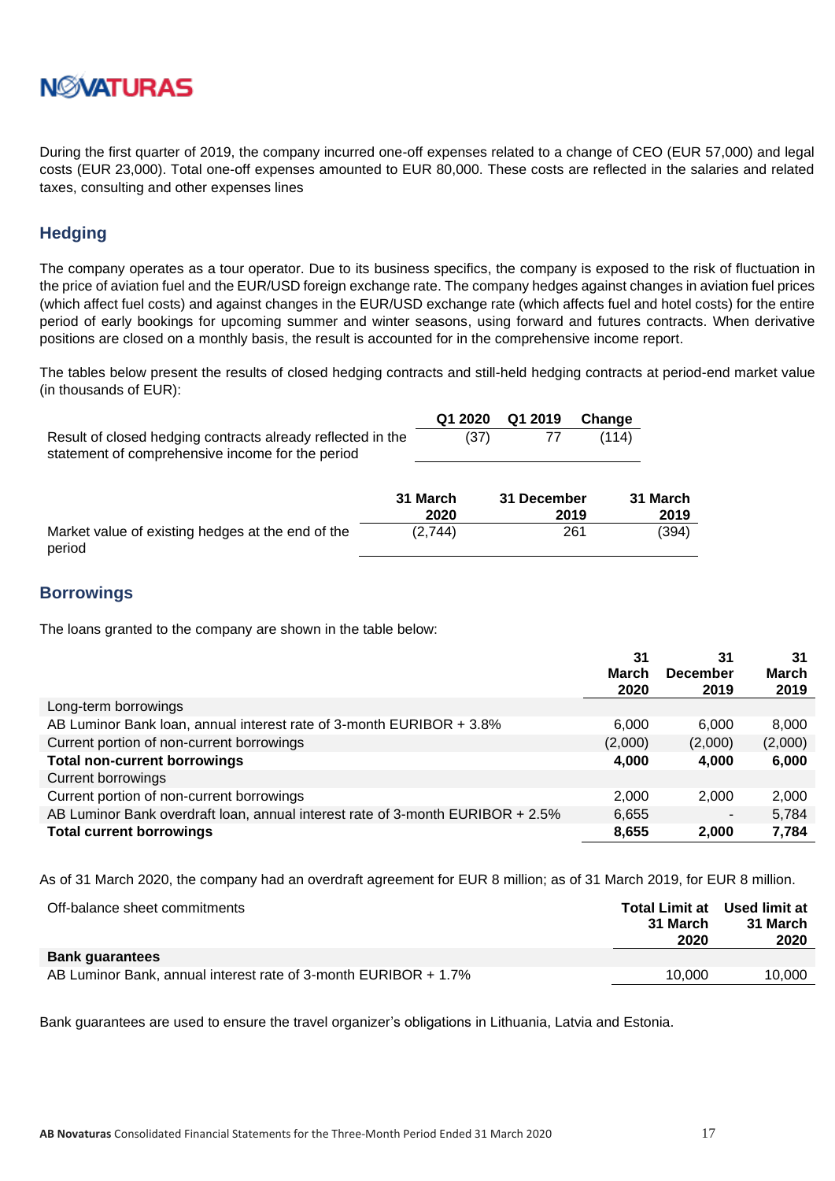During the first quarter of 2019, the company incurred one-off expenses related to a change of CEO (EUR 57,000) and legal costs (EUR 23,000). Total one-off expenses amounted to EUR 80,000. These costs are reflected in the salaries and related taxes, consulting and other expenses lines

## Hedging

The company operates as a tour operator. Due to its business specifics, the company is exposed to the risk of fluctuation in the price of aviation fuel and the EUR/USD foreign exchange rate. The company hedges against changes in aviation fuel prices (which affect fuel costs) and against changes in the EUR/USD exchange rate (which affects fuel and hotel costs) for the entire period of early bookings for upcoming summer and winter seasons, using forward and futures contracts. When derivative positions are closed on a monthly basis, the result is accounted for in the comprehensive income report.

The tables below present the results of closed hedging contracts and still-held hedging contracts at period-end market value (in thousands of EUR):

| | Q1 2020 | Q1 2019 | Change |
|---|---|---|---|
| Result of closed hedging contracts already reflected in the statement of comprehensive income for the period | (37) | 77 | (114) |

| | 31 March 2020 | 31 December 2019 | 31 March 2019 |
|---|---|---|---|
| Market value of existing hedges at the end of the period | (2,744) | 261 | (394) |

## Borrowings

The loans granted to the company are shown in the table below:

| | 31 March 2020 | 31 December 2019 | 31 March 2019 |
|---|---|---|---|
| Long-term borrowings | | | |
| AB Luminor Bank loan, annual interest rate of 3-month EURIBOR + 3.8% | 6,000 | 6,000 | 8,000 |
| Current portion of non-current borrowings | (2,000) | (2,000) | (2,000) |
| **Total non-current borrowings** | **4,000** | **4,000** | **6,000** |
| Current borrowings | | | |
| Current portion of non-current borrowings | 2,000 | 2,000 | 2,000 |
| AB Luminor Bank overdraft loan, annual interest rate of 3-month EURIBOR + 2.5% | 6,655 | - | 5,784 |
| **Total current borrowings** | **8,655** | **2,000** | **7,784** |

As of 31 March 2020, the company had an overdraft agreement for EUR 8 million; as of 31 March 2019, for EUR 8 million.

| Off-balance sheet commitments | Total Limit at 31 March 2020 | Used limit at 31 March 2020 |
|---|---|---|
| **Bank guarantees** | | |
| AB Luminor Bank, annual interest rate of 3-month EURIBOR + 1.7% | 10,000 | 10,000 |

Bank guarantees are used to ensure the travel organizer's obligations in Lithuania, Latvia and Estonia.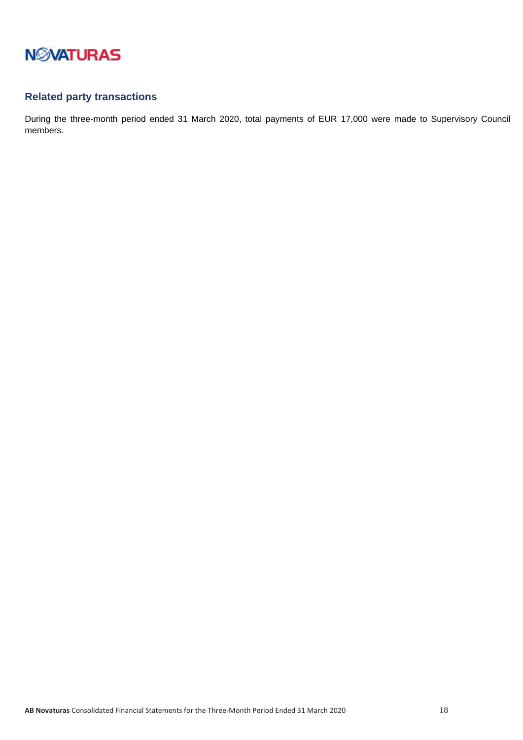## Related party transactions

During the three-month period ended 31 March 2020, total payments of EUR 17,000 were made to Supervisory Council members.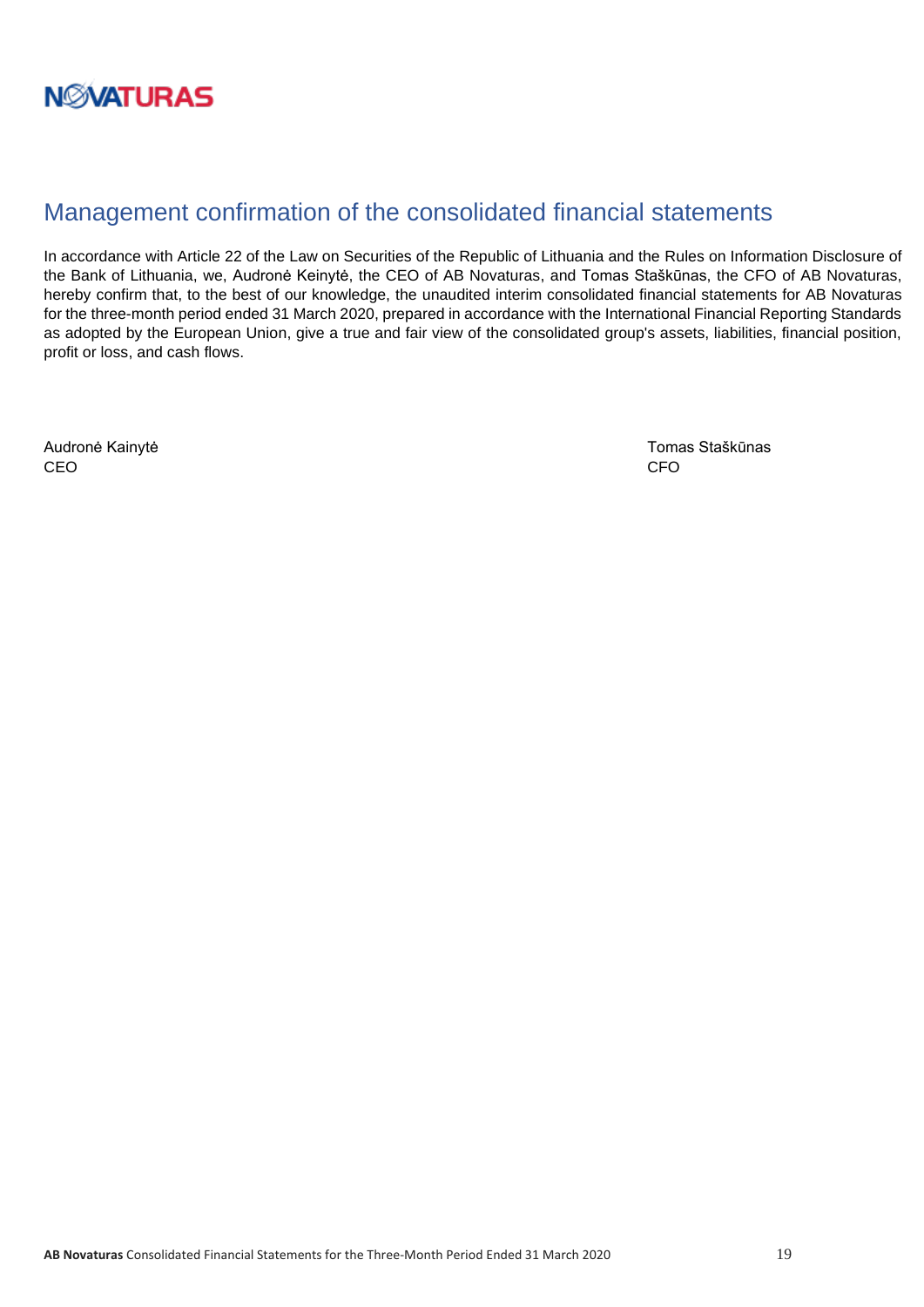# Management confirmation of the consolidated financial statements

In accordance with Article 22 of the Law on Securities of the Republic of Lithuania and the Rules on Information Disclosure of the Bank of Lithuania, we, Audronė Keinytė, the CEO of AB Novaturas, and Tomas Staškūnas, the CFO of AB Novaturas, hereby confirm that, to the best of our knowledge, the unaudited interim consolidated financial statements for AB Novaturas for the three-month period ended 31 March 2020, prepared in accordance with the International Financial Reporting Standards as adopted by the European Union, give a true and fair view of the consolidated group's assets, liabilities, financial position, profit or loss, and cash flows.

Audronė Kainytė
CEO

Tomas Staškūnas
CFO